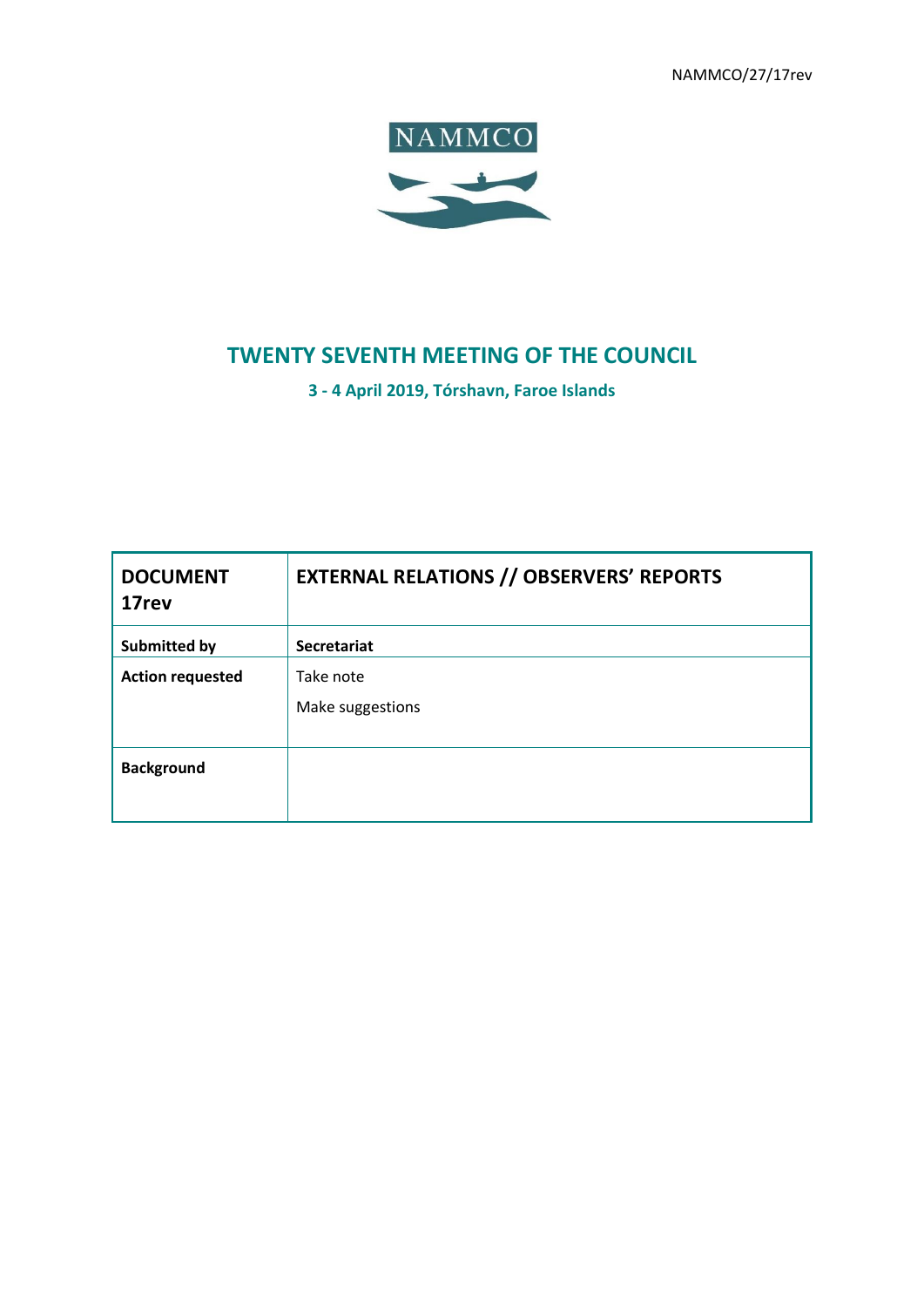NAMMCO/27/17rev

NAMMCO

# TWENTY SEVENTH MEETING OF THE COUNCIL

**3 - 4 April 2019, Tórshavn, Faroe Islands**

| **DOCUMENT 17rev** | **EXTERNAL RELATIONS // OBSERVERS' REPORTS** |
|---|---|
| **Submitted by** | **Secretariat** |
| **Action requested** | Take note<br>Make suggestions |
| **Background** | |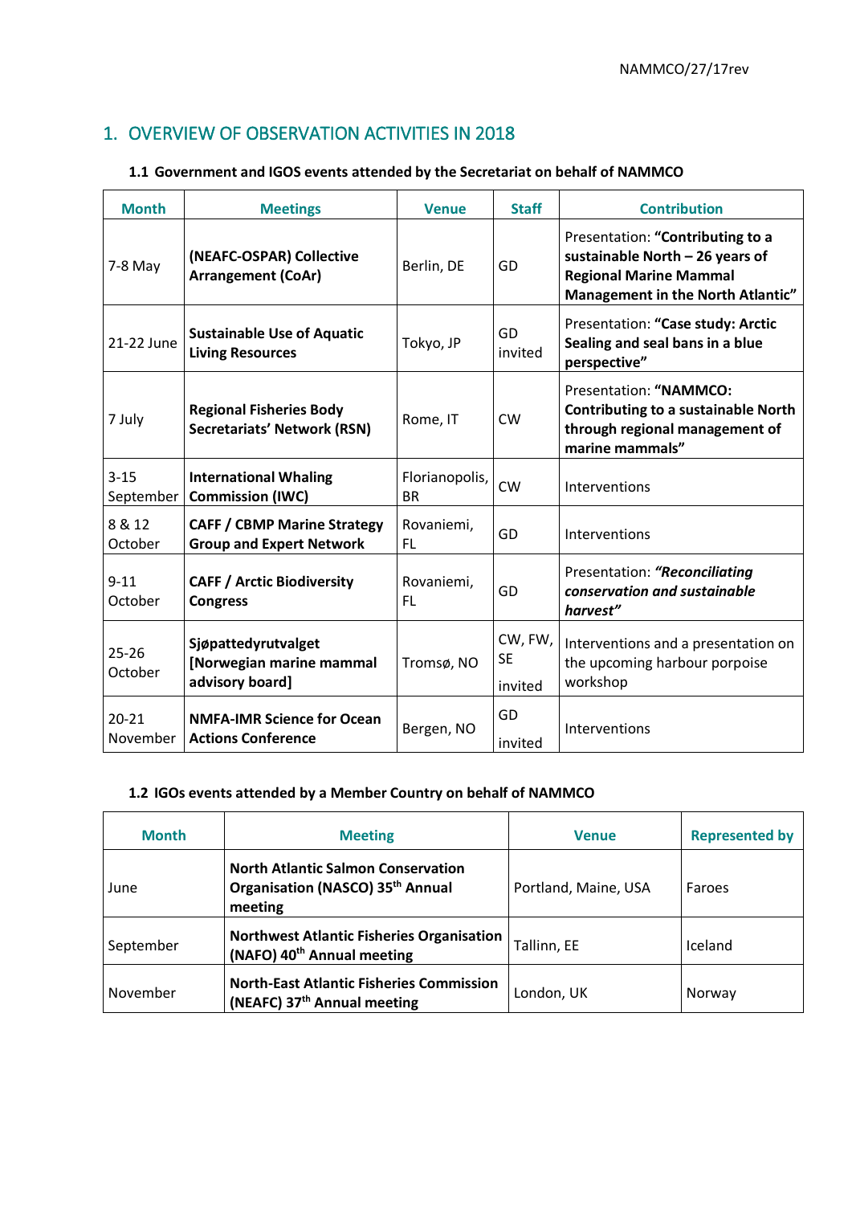## 1. OVERVIEW OF OBSERVATION ACTIVITIES IN 2018

### 1.1 Government and IGOS events attended by the Secretariat on behalf of NAMMCO

| Month | Meetings | Venue | Staff | Contribution |
|---|---|---|---|---|
| 7-8 May | **(NEAFC-OSPAR) Collective Arrangement (CoAr)** | Berlin, DE | GD | Presentation: **"Contributing to a sustainable North – 26 years of Regional Marine Mammal Management in the North Atlantic"** |
| 21-22 June | **Sustainable Use of Aquatic Living Resources** | Tokyo, JP | GD invited | Presentation: **"Case study: Arctic Sealing and seal bans in a blue perspective"** |
| 7 July | **Regional Fisheries Body Secretariats' Network (RSN)** | Rome, IT | CW | Presentation: **"NAMMCO: Contributing to a sustainable North through regional management of marine mammals"** |
| 3-15 September | **International Whaling Commission (IWC)** | Florianopolis, BR | CW | Interventions |
| 8 & 12 October | **CAFF / CBMP Marine Strategy Group and Expert Network** | Rovaniemi, FL | GD | Interventions |
| 9-11 October | **CAFF / Arctic Biodiversity Congress** | Rovaniemi, FL | GD | Presentation: ***"Reconciliating conservation and sustainable harvest"*** |
| 25-26 October | **Sjøpattedyrutvalget [Norwegian marine mammal advisory board]** | Tromsø, NO | CW, FW, SE invited | Interventions and a presentation on the upcoming harbour porpoise workshop |
| 20-21 November | **NMFA-IMR Science for Ocean Actions Conference** | Bergen, NO | GD invited | Interventions |

### 1.2 IGOs events attended by a Member Country on behalf of NAMMCO

| Month | Meeting | Venue | Represented by |
|---|---|---|---|
| June | **North Atlantic Salmon Conservation Organisation (NASCO) 35th Annual meeting** | Portland, Maine, USA | Faroes |
| September | **Northwest Atlantic Fisheries Organisation (NAFO) 40th Annual meeting** | Tallinn, EE | Iceland |
| November | **North-East Atlantic Fisheries Commission (NEAFC) 37th Annual meeting** | London, UK | Norway |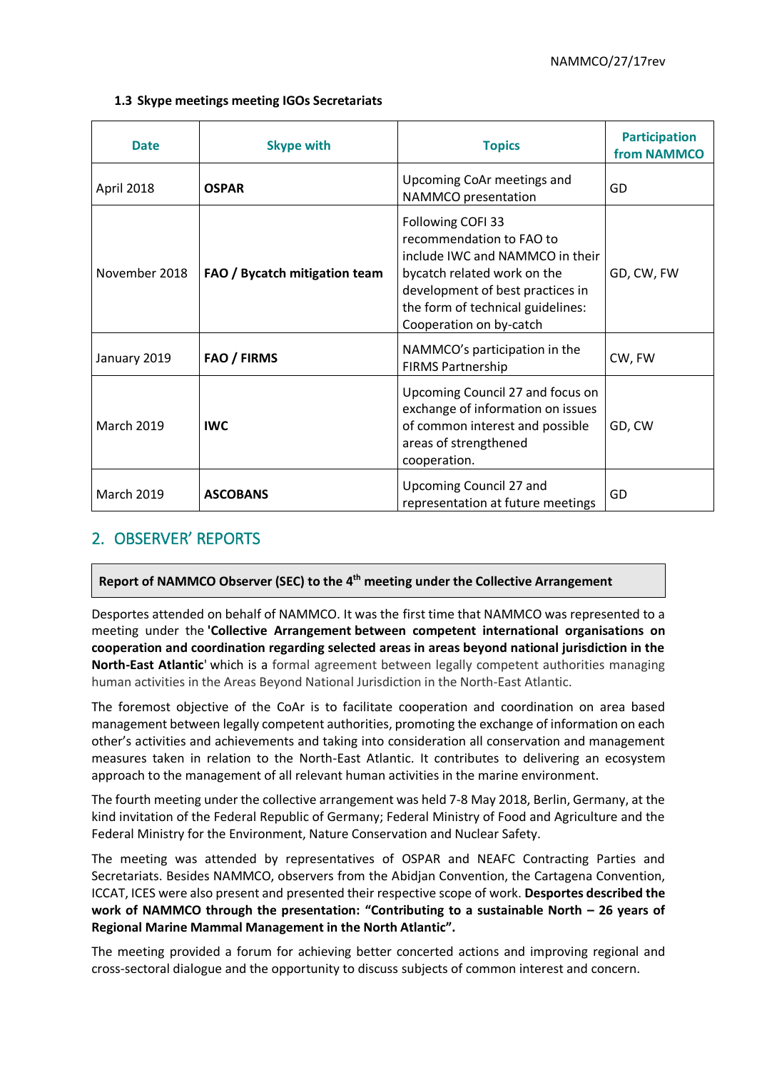### 1.3 Skype meetings meeting IGOs Secretariats

| Date | Skype with | Topics | Participation from NAMMCO |
|---|---|---|---|
| April 2018 | **OSPAR** | Upcoming CoAr meetings and NAMMCO presentation | GD |
| November 2018 | **FAO / Bycatch mitigation team** | Following COFI 33 recommendation to FAO to include IWC and NAMMCO in their bycatch related work on the development of best practices in the form of technical guidelines: Cooperation on by-catch | GD, CW, FW |
| January 2019 | **FAO / FIRMS** | NAMMCO's participation in the FIRMS Partnership | CW, FW |
| March 2019 | **IWC** | Upcoming Council 27 and focus on exchange of information on issues of common interest and possible areas of strengthened cooperation. | GD, CW |
| March 2019 | **ASCOBANS** | Upcoming Council 27 and representation at future meetings | GD |

## 2. OBSERVER' REPORTS

**Report of NAMMCO Observer (SEC) to the 4th meeting under the Collective Arrangement**

Desportes attended on behalf of NAMMCO. It was the first time that NAMMCO was represented to a meeting under the **'Collective Arrangement between competent international organisations on cooperation and coordination regarding selected areas in areas beyond national jurisdiction in the North-East Atlantic'** which is a formal agreement between legally competent authorities managing human activities in the Areas Beyond National Jurisdiction in the North-East Atlantic.

The foremost objective of the CoAr is to facilitate cooperation and coordination on area based management between legally competent authorities, promoting the exchange of information on each other's activities and achievements and taking into consideration all conservation and management measures taken in relation to the North-East Atlantic. It contributes to delivering an ecosystem approach to the management of all relevant human activities in the marine environment.

The fourth meeting under the collective arrangement was held 7-8 May 2018, Berlin, Germany, at the kind invitation of the Federal Republic of Germany; Federal Ministry of Food and Agriculture and the Federal Ministry for the Environment, Nature Conservation and Nuclear Safety.

The meeting was attended by representatives of OSPAR and NEAFC Contracting Parties and Secretariats. Besides NAMMCO, observers from the Abidjan Convention, the Cartagena Convention, ICCAT, ICES were also present and presented their respective scope of work. **Desportes described the work of NAMMCO through the presentation: "Contributing to a sustainable North – 26 years of Regional Marine Mammal Management in the North Atlantic".**

The meeting provided a forum for achieving better concerted actions and improving regional and cross-sectoral dialogue and the opportunity to discuss subjects of common interest and concern.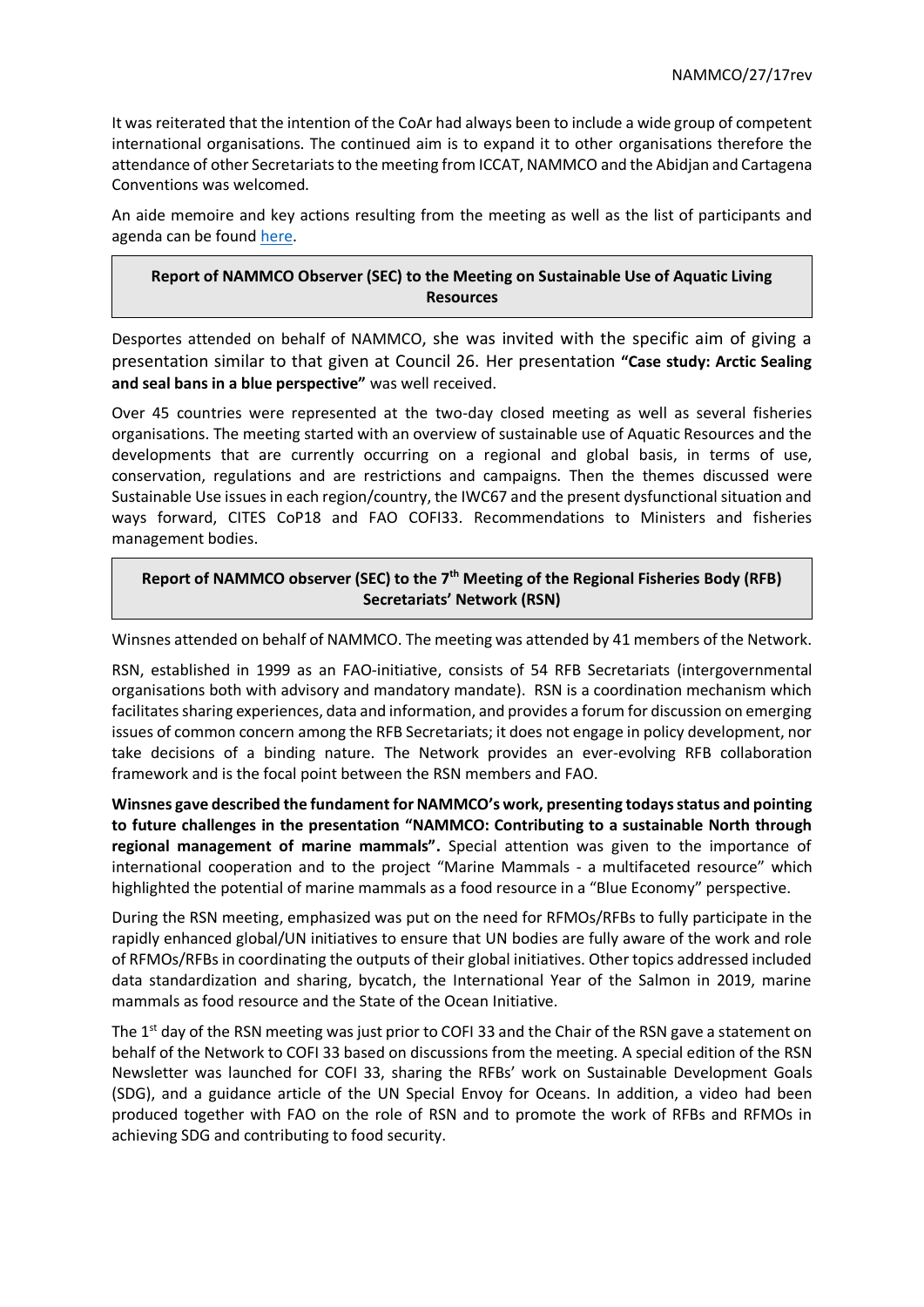It was reiterated that the intention of the CoAr had always been to include a wide group of competent international organisations. The continued aim is to expand it to other organisations therefore the attendance of other Secretariats to the meeting from ICCAT, NAMMCO and the Abidjan and Cartagena Conventions was welcomed.

An aide memoire and key actions resulting from the meeting as well as the list of participants and agenda can be found here.

**Report of NAMMCO Observer (SEC) to the Meeting on Sustainable Use of Aquatic Living Resources**

Desportes attended on behalf of NAMMCO, she was invited with the specific aim of giving a presentation similar to that given at Council 26. Her presentation **"Case study: Arctic Sealing and seal bans in a blue perspective"** was well received.

Over 45 countries were represented at the two-day closed meeting as well as several fisheries organisations. The meeting started with an overview of sustainable use of Aquatic Resources and the developments that are currently occurring on a regional and global basis, in terms of use, conservation, regulations and are restrictions and campaigns. Then the themes discussed were Sustainable Use issues in each region/country, the IWC67 and the present dysfunctional situation and ways forward, CITES CoP18 and FAO COFI33. Recommendations to Ministers and fisheries management bodies.

**Report of NAMMCO observer (SEC) to the 7th Meeting of the Regional Fisheries Body (RFB) Secretariats' Network (RSN)**

Winsnes attended on behalf of NAMMCO. The meeting was attended by 41 members of the Network.

RSN, established in 1999 as an FAO-initiative, consists of 54 RFB Secretariats (intergovernmental organisations both with advisory and mandatory mandate). RSN is a coordination mechanism which facilitates sharing experiences, data and information, and provides a forum for discussion on emerging issues of common concern among the RFB Secretariats; it does not engage in policy development, nor take decisions of a binding nature. The Network provides an ever-evolving RFB collaboration framework and is the focal point between the RSN members and FAO.

**Winsnes gave described the fundament for NAMMCO's work, presenting todays status and pointing to future challenges in the presentation "NAMMCO: Contributing to a sustainable North through regional management of marine mammals".** Special attention was given to the importance of international cooperation and to the project "Marine Mammals - a multifaceted resource" which highlighted the potential of marine mammals as a food resource in a "Blue Economy" perspective.

During the RSN meeting, emphasized was put on the need for RFMOs/RFBs to fully participate in the rapidly enhanced global/UN initiatives to ensure that UN bodies are fully aware of the work and role of RFMOs/RFBs in coordinating the outputs of their global initiatives. Other topics addressed included data standardization and sharing, bycatch, the International Year of the Salmon in 2019, marine mammals as food resource and the State of the Ocean Initiative.

The 1st day of the RSN meeting was just prior to COFI 33 and the Chair of the RSN gave a statement on behalf of the Network to COFI 33 based on discussions from the meeting. A special edition of the RSN Newsletter was launched for COFI 33, sharing the RFBs' work on Sustainable Development Goals (SDG), and a guidance article of the UN Special Envoy for Oceans. In addition, a video had been produced together with FAO on the role of RSN and to promote the work of RFBs and RFMOs in achieving SDG and contributing to food security.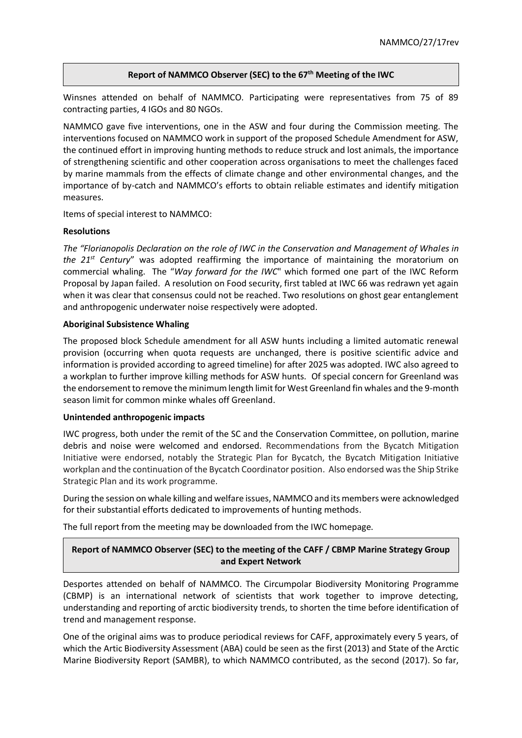## Report of NAMMCO Observer (SEC) to the 67th Meeting of the IWC

Winsnes attended on behalf of NAMMCO. Participating were representatives from 75 of 89 contracting parties, 4 IGOs and 80 NGOs.

NAMMCO gave five interventions, one in the ASW and four during the Commission meeting. The interventions focused on NAMMCO work in support of the proposed Schedule Amendment for ASW, the continued effort in improving hunting methods to reduce struck and lost animals, the importance of strengthening scientific and other cooperation across organisations to meet the challenges faced by marine mammals from the effects of climate change and other environmental changes, and the importance of by-catch and NAMMCO's efforts to obtain reliable estimates and identify mitigation measures.

Items of special interest to NAMMCO:

### Resolutions

*The "Florianopolis Declaration on the role of IWC in the Conservation and Management of Whales in the 21st Century*" was adopted reaffirming the importance of maintaining the moratorium on commercial whaling. The "*Way forward for the IWC*" which formed one part of the IWC Reform Proposal by Japan failed. A resolution on Food security, first tabled at IWC 66 was redrawn yet again when it was clear that consensus could not be reached. Two resolutions on ghost gear entanglement and anthropogenic underwater noise respectively were adopted.

### Aboriginal Subsistence Whaling

The proposed block Schedule amendment for all ASW hunts including a limited automatic renewal provision (occurring when quota requests are unchanged, there is positive scientific advice and information is provided according to agreed timeline) for after 2025 was adopted. IWC also agreed to a workplan to further improve killing methods for ASW hunts. Of special concern for Greenland was the endorsement to remove the minimum length limit for West Greenland fin whales and the 9-month season limit for common minke whales off Greenland.

### Unintended anthropogenic impacts

IWC progress, both under the remit of the SC and the Conservation Committee, on pollution, marine debris and noise were welcomed and endorsed. Recommendations from the Bycatch Mitigation Initiative were endorsed, notably the Strategic Plan for Bycatch, the Bycatch Mitigation Initiative workplan and the continuation of the Bycatch Coordinator position. Also endorsed was the Ship Strike Strategic Plan and its work programme.

During the session on whale killing and welfare issues, NAMMCO and its members were acknowledged for their substantial efforts dedicated to improvements of hunting methods.

The full report from the meeting may be downloaded from the IWC homepage.

## Report of NAMMCO Observer (SEC) to the meeting of the CAFF / CBMP Marine Strategy Group and Expert Network

Desportes attended on behalf of NAMMCO. The Circumpolar Biodiversity Monitoring Programme (CBMP) is an international network of scientists that work together to improve detecting, understanding and reporting of arctic biodiversity trends, to shorten the time before identification of trend and management response.

One of the original aims was to produce periodical reviews for CAFF, approximately every 5 years, of which the Artic Biodiversity Assessment (ABA) could be seen as the first (2013) and State of the Arctic Marine Biodiversity Report (SAMBR), to which NAMMCO contributed, as the second (2017). So far,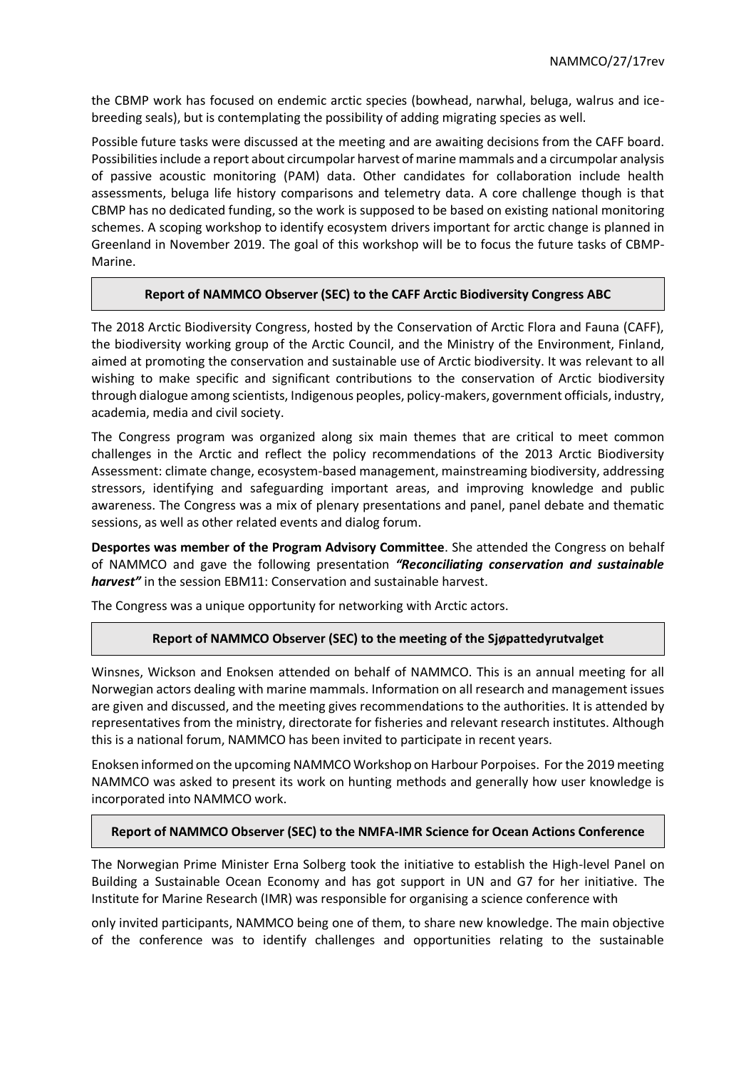the CBMP work has focused on endemic arctic species (bowhead, narwhal, beluga, walrus and ice-breeding seals), but is contemplating the possibility of adding migrating species as well.

Possible future tasks were discussed at the meeting and are awaiting decisions from the CAFF board. Possibilities include a report about circumpolar harvest of marine mammals and a circumpolar analysis of passive acoustic monitoring (PAM) data. Other candidates for collaboration include health assessments, beluga life history comparisons and telemetry data. A core challenge though is that CBMP has no dedicated funding, so the work is supposed to be based on existing national monitoring schemes. A scoping workshop to identify ecosystem drivers important for arctic change is planned in Greenland in November 2019. The goal of this workshop will be to focus the future tasks of CBMP-Marine.

## Report of NAMMCO Observer (SEC) to the CAFF Arctic Biodiversity Congress ABC

The 2018 Arctic Biodiversity Congress, hosted by the Conservation of Arctic Flora and Fauna (CAFF), the biodiversity working group of the Arctic Council, and the Ministry of the Environment, Finland, aimed at promoting the conservation and sustainable use of Arctic biodiversity. It was relevant to all wishing to make specific and significant contributions to the conservation of Arctic biodiversity through dialogue among scientists, Indigenous peoples, policy-makers, government officials, industry, academia, media and civil society.

The Congress program was organized along six main themes that are critical to meet common challenges in the Arctic and reflect the policy recommendations of the 2013 Arctic Biodiversity Assessment: climate change, ecosystem-based management, mainstreaming biodiversity, addressing stressors, identifying and safeguarding important areas, and improving knowledge and public awareness. The Congress was a mix of plenary presentations and panel, panel debate and thematic sessions, as well as other related events and dialog forum.

**Desportes was member of the Program Advisory Committee**. She attended the Congress on behalf of NAMMCO and gave the following presentation ***"Reconciliating conservation and sustainable harvest"*** in the session EBM11: Conservation and sustainable harvest.

The Congress was a unique opportunity for networking with Arctic actors.

## Report of NAMMCO Observer (SEC) to the meeting of the Sjøpattedyrutvalget

Winsnes, Wickson and Enoksen attended on behalf of NAMMCO. This is an annual meeting for all Norwegian actors dealing with marine mammals. Information on all research and management issues are given and discussed, and the meeting gives recommendations to the authorities. It is attended by representatives from the ministry, directorate for fisheries and relevant research institutes. Although this is a national forum, NAMMCO has been invited to participate in recent years.

Enoksen informed on the upcoming NAMMCO Workshop on Harbour Porpoises. For the 2019 meeting NAMMCO was asked to present its work on hunting methods and generally how user knowledge is incorporated into NAMMCO work.

## Report of NAMMCO Observer (SEC) to the NMFA-IMR Science for Ocean Actions Conference

The Norwegian Prime Minister Erna Solberg took the initiative to establish the High-level Panel on Building a Sustainable Ocean Economy and has got support in UN and G7 for her initiative. The Institute for Marine Research (IMR) was responsible for organising a science conference with

only invited participants, NAMMCO being one of them, to share new knowledge. The main objective of the conference was to identify challenges and opportunities relating to the sustainable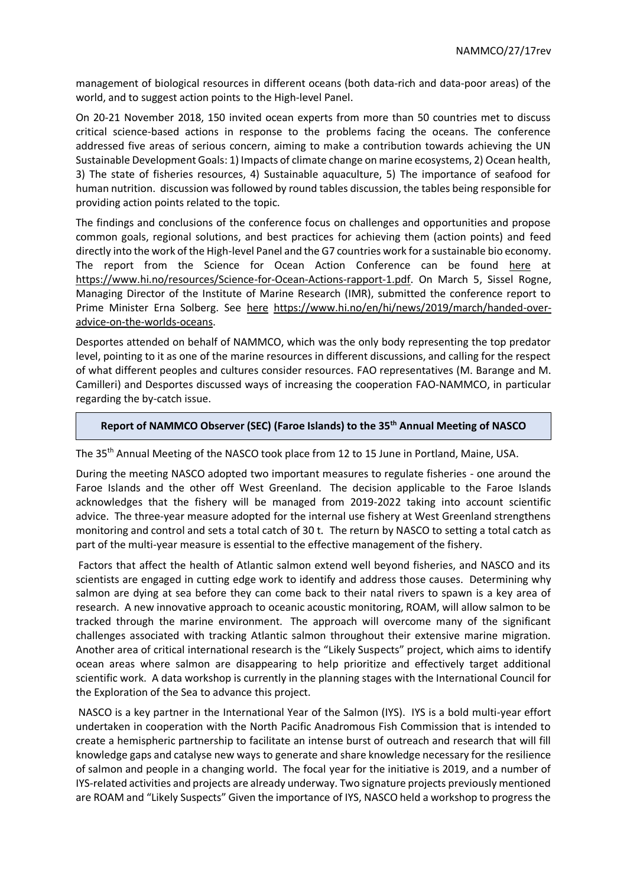management of biological resources in different oceans (both data-rich and data-poor areas) of the world, and to suggest action points to the High-level Panel.

On 20-21 November 2018, 150 invited ocean experts from more than 50 countries met to discuss critical science-based actions in response to the problems facing the oceans. The conference addressed five areas of serious concern, aiming to make a contribution towards achieving the UN Sustainable Development Goals: 1) Impacts of climate change on marine ecosystems, 2) Ocean health, 3) The state of fisheries resources, 4) Sustainable aquaculture, 5) The importance of seafood for human nutrition. discussion was followed by round tables discussion, the tables being responsible for providing action points related to the topic.

The findings and conclusions of the conference focus on challenges and opportunities and propose common goals, regional solutions, and best practices for achieving them (action points) and feed directly into the work of the High-level Panel and the G7 countries work for a sustainable bio economy. The report from the Science for Ocean Action Conference can be found here at https://www.hi.no/resources/Science-for-Ocean-Actions-rapport-1.pdf. On March 5, Sissel Rogne, Managing Director of the Institute of Marine Research (IMR), submitted the conference report to Prime Minister Erna Solberg. See here https://www.hi.no/en/hi/news/2019/march/handed-over-advice-on-the-worlds-oceans.

Desportes attended on behalf of NAMMCO, which was the only body representing the top predator level, pointing to it as one of the marine resources in different discussions, and calling for the respect of what different peoples and cultures consider resources. FAO representatives (M. Barange and M. Camilleri) and Desportes discussed ways of increasing the cooperation FAO-NAMMCO, in particular regarding the by-catch issue.

## Report of NAMMCO Observer (SEC) (Faroe Islands) to the 35th Annual Meeting of NASCO

The 35th Annual Meeting of the NASCO took place from 12 to 15 June in Portland, Maine, USA.

During the meeting NASCO adopted two important measures to regulate fisheries - one around the Faroe Islands and the other off West Greenland. The decision applicable to the Faroe Islands acknowledges that the fishery will be managed from 2019-2022 taking into account scientific advice. The three-year measure adopted for the internal use fishery at West Greenland strengthens monitoring and control and sets a total catch of 30 t. The return by NASCO to setting a total catch as part of the multi-year measure is essential to the effective management of the fishery.

Factors that affect the health of Atlantic salmon extend well beyond fisheries, and NASCO and its scientists are engaged in cutting edge work to identify and address those causes. Determining why salmon are dying at sea before they can come back to their natal rivers to spawn is a key area of research. A new innovative approach to oceanic acoustic monitoring, ROAM, will allow salmon to be tracked through the marine environment. The approach will overcome many of the significant challenges associated with tracking Atlantic salmon throughout their extensive marine migration. Another area of critical international research is the "Likely Suspects" project, which aims to identify ocean areas where salmon are disappearing to help prioritize and effectively target additional scientific work. A data workshop is currently in the planning stages with the International Council for the Exploration of the Sea to advance this project.

NASCO is a key partner in the International Year of the Salmon (IYS). IYS is a bold multi-year effort undertaken in cooperation with the North Pacific Anadromous Fish Commission that is intended to create a hemispheric partnership to facilitate an intense burst of outreach and research that will fill knowledge gaps and catalyse new ways to generate and share knowledge necessary for the resilience of salmon and people in a changing world. The focal year for the initiative is 2019, and a number of IYS-related activities and projects are already underway. Two signature projects previously mentioned are ROAM and "Likely Suspects" Given the importance of IYS, NASCO held a workshop to progress the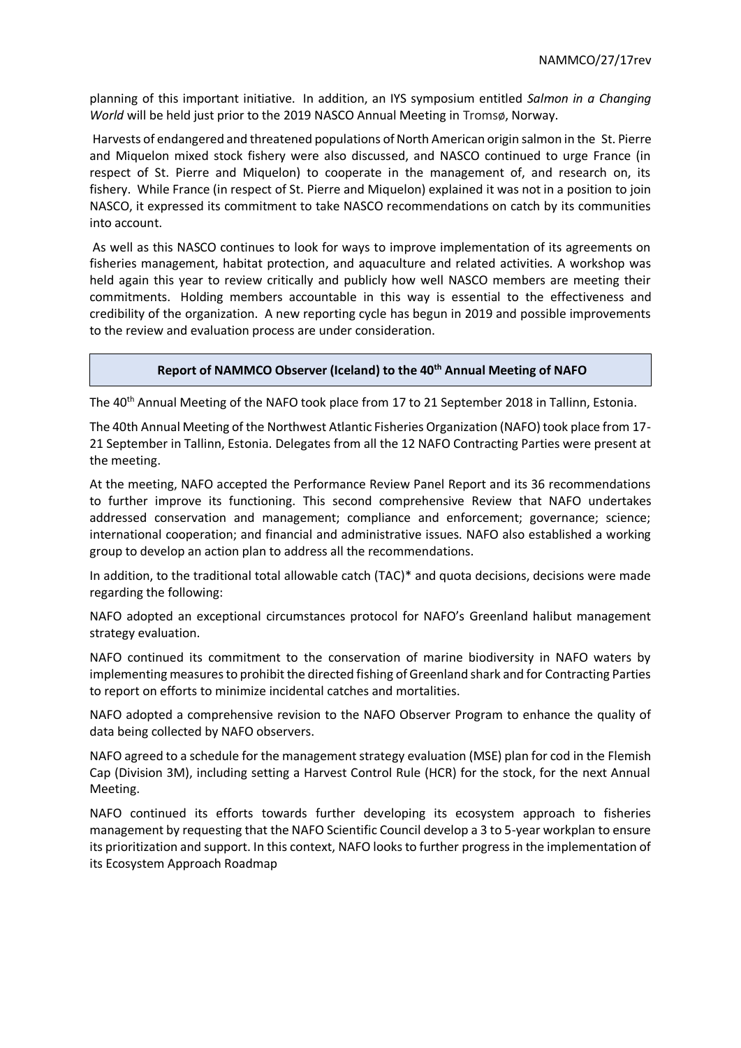planning of this important initiative. In addition, an IYS symposium entitled *Salmon in a Changing World* will be held just prior to the 2019 NASCO Annual Meeting in Tromsø, Norway.

Harvests of endangered and threatened populations of North American origin salmon in the St. Pierre and Miquelon mixed stock fishery were also discussed, and NASCO continued to urge France (in respect of St. Pierre and Miquelon) to cooperate in the management of, and research on, its fishery. While France (in respect of St. Pierre and Miquelon) explained it was not in a position to join NASCO, it expressed its commitment to take NASCO recommendations on catch by its communities into account.

As well as this NASCO continues to look for ways to improve implementation of its agreements on fisheries management, habitat protection, and aquaculture and related activities. A workshop was held again this year to review critically and publicly how well NASCO members are meeting their commitments. Holding members accountable in this way is essential to the effectiveness and credibility of the organization. A new reporting cycle has begun in 2019 and possible improvements to the review and evaluation process are under consideration.

## Report of NAMMCO Observer (Iceland) to the 40th Annual Meeting of NAFO

The 40th Annual Meeting of the NAFO took place from 17 to 21 September 2018 in Tallinn, Estonia.

The 40th Annual Meeting of the Northwest Atlantic Fisheries Organization (NAFO) took place from 17-21 September in Tallinn, Estonia. Delegates from all the 12 NAFO Contracting Parties were present at the meeting.

At the meeting, NAFO accepted the Performance Review Panel Report and its 36 recommendations to further improve its functioning. This second comprehensive Review that NAFO undertakes addressed conservation and management; compliance and enforcement; governance; science; international cooperation; and financial and administrative issues. NAFO also established a working group to develop an action plan to address all the recommendations.

In addition, to the traditional total allowable catch (TAC)* and quota decisions, decisions were made regarding the following:

NAFO adopted an exceptional circumstances protocol for NAFO's Greenland halibut management strategy evaluation.

NAFO continued its commitment to the conservation of marine biodiversity in NAFO waters by implementing measures to prohibit the directed fishing of Greenland shark and for Contracting Parties to report on efforts to minimize incidental catches and mortalities.

NAFO adopted a comprehensive revision to the NAFO Observer Program to enhance the quality of data being collected by NAFO observers.

NAFO agreed to a schedule for the management strategy evaluation (MSE) plan for cod in the Flemish Cap (Division 3M), including setting a Harvest Control Rule (HCR) for the stock, for the next Annual Meeting.

NAFO continued its efforts towards further developing its ecosystem approach to fisheries management by requesting that the NAFO Scientific Council develop a 3 to 5-year workplan to ensure its prioritization and support. In this context, NAFO looks to further progress in the implementation of its Ecosystem Approach Roadmap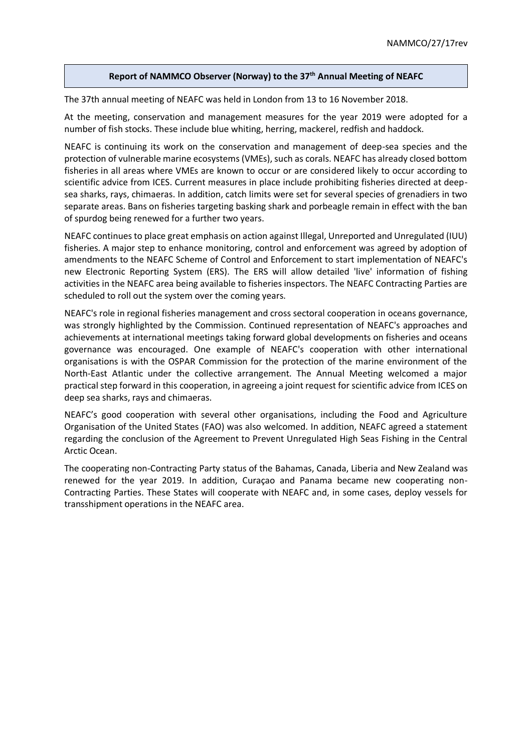## Report of NAMMCO Observer (Norway) to the 37th Annual Meeting of NEAFC

The 37th annual meeting of NEAFC was held in London from 13 to 16 November 2018.

At the meeting, conservation and management measures for the year 2019 were adopted for a number of fish stocks. These include blue whiting, herring, mackerel, redfish and haddock.

NEAFC is continuing its work on the conservation and management of deep-sea species and the protection of vulnerable marine ecosystems (VMEs), such as corals. NEAFC has already closed bottom fisheries in all areas where VMEs are known to occur or are considered likely to occur according to scientific advice from ICES. Current measures in place include prohibiting fisheries directed at deep-sea sharks, rays, chimaeras. In addition, catch limits were set for several species of grenadiers in two separate areas. Bans on fisheries targeting basking shark and porbeagle remain in effect with the ban of spurdog being renewed for a further two years.

NEAFC continues to place great emphasis on action against Illegal, Unreported and Unregulated (IUU) fisheries. A major step to enhance monitoring, control and enforcement was agreed by adoption of amendments to the NEAFC Scheme of Control and Enforcement to start implementation of NEAFC's new Electronic Reporting System (ERS). The ERS will allow detailed 'live' information of fishing activities in the NEAFC area being available to fisheries inspectors. The NEAFC Contracting Parties are scheduled to roll out the system over the coming years.

NEAFC's role in regional fisheries management and cross sectoral cooperation in oceans governance, was strongly highlighted by the Commission. Continued representation of NEAFC's approaches and achievements at international meetings taking forward global developments on fisheries and oceans governance was encouraged. One example of NEAFC's cooperation with other international organisations is with the OSPAR Commission for the protection of the marine environment of the North-East Atlantic under the collective arrangement. The Annual Meeting welcomed a major practical step forward in this cooperation, in agreeing a joint request for scientific advice from ICES on deep sea sharks, rays and chimaeras.

NEAFC's good cooperation with several other organisations, including the Food and Agriculture Organisation of the United States (FAO) was also welcomed. In addition, NEAFC agreed a statement regarding the conclusion of the Agreement to Prevent Unregulated High Seas Fishing in the Central Arctic Ocean.

The cooperating non-Contracting Party status of the Bahamas, Canada, Liberia and New Zealand was renewed for the year 2019. In addition, Curaçao and Panama became new cooperating non-Contracting Parties. These States will cooperate with NEAFC and, in some cases, deploy vessels for transshipment operations in the NEAFC area.